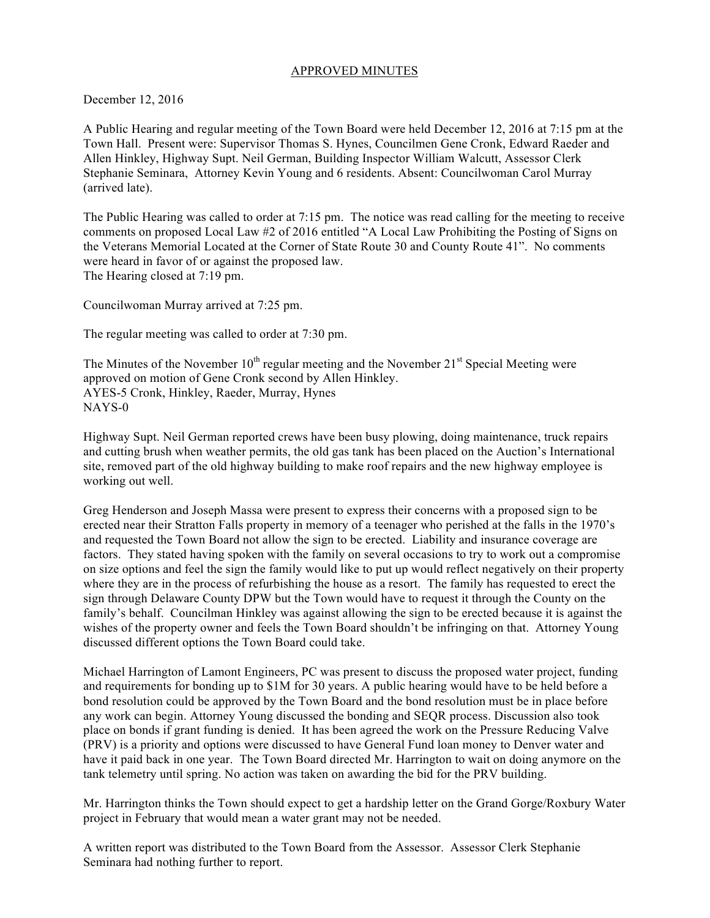APPROVED MINUTES

December 12, 2016

A Public Hearing and regular meeting of the Town Board were held December 12, 2016 at 7:15 pm at the Town Hall. Present were: Supervisor Thomas S. Hynes, Councilmen Gene Cronk, Edward Raeder and Allen Hinkley, Highway Supt. Neil German, Building Inspector William Walcutt, Assessor Clerk Stephanie Seminara, Attorney Kevin Young and 6 residents. Absent: Councilwoman Carol Murray (arrived late).

The Public Hearing was called to order at 7:15 pm. The notice was read calling for the meeting to receive comments on proposed Local Law #2 of 2016 entitled "A Local Law Prohibiting the Posting of Signs on the Veterans Memorial Located at the Corner of State Route 30 and County Route 41". No comments were heard in favor of or against the proposed law.
The Hearing closed at 7:19 pm.

Councilwoman Murray arrived at 7:25 pm.

The regular meeting was called to order at 7:30 pm.

The Minutes of the November 10th regular meeting and the November 21st Special Meeting were approved on motion of Gene Cronk second by Allen Hinkley.
AYES-5 Cronk, Hinkley, Raeder, Murray, Hynes
NAYS-0

Highway Supt. Neil German reported crews have been busy plowing, doing maintenance, truck repairs and cutting brush when weather permits, the old gas tank has been placed on the Auction's International site, removed part of the old highway building to make roof repairs and the new highway employee is working out well.

Greg Henderson and Joseph Massa were present to express their concerns with a proposed sign to be erected near their Stratton Falls property in memory of a teenager who perished at the falls in the 1970's and requested the Town Board not allow the sign to be erected. Liability and insurance coverage are factors. They stated having spoken with the family on several occasions to try to work out a compromise on size options and feel the sign the family would like to put up would reflect negatively on their property where they are in the process of refurbishing the house as a resort. The family has requested to erect the sign through Delaware County DPW but the Town would have to request it through the County on the family's behalf. Councilman Hinkley was against allowing the sign to be erected because it is against the wishes of the property owner and feels the Town Board shouldn't be infringing on that. Attorney Young discussed different options the Town Board could take.

Michael Harrington of Lamont Engineers, PC was present to discuss the proposed water project, funding and requirements for bonding up to $1M for 30 years. A public hearing would have to be held before a bond resolution could be approved by the Town Board and the bond resolution must be in place before any work can begin. Attorney Young discussed the bonding and SEQR process. Discussion also took place on bonds if grant funding is denied. It has been agreed the work on the Pressure Reducing Valve (PRV) is a priority and options were discussed to have General Fund loan money to Denver water and have it paid back in one year. The Town Board directed Mr. Harrington to wait on doing anymore on the tank telemetry until spring. No action was taken on awarding the bid for the PRV building.

Mr. Harrington thinks the Town should expect to get a hardship letter on the Grand Gorge/Roxbury Water project in February that would mean a water grant may not be needed.

A written report was distributed to the Town Board from the Assessor. Assessor Clerk Stephanie Seminara had nothing further to report.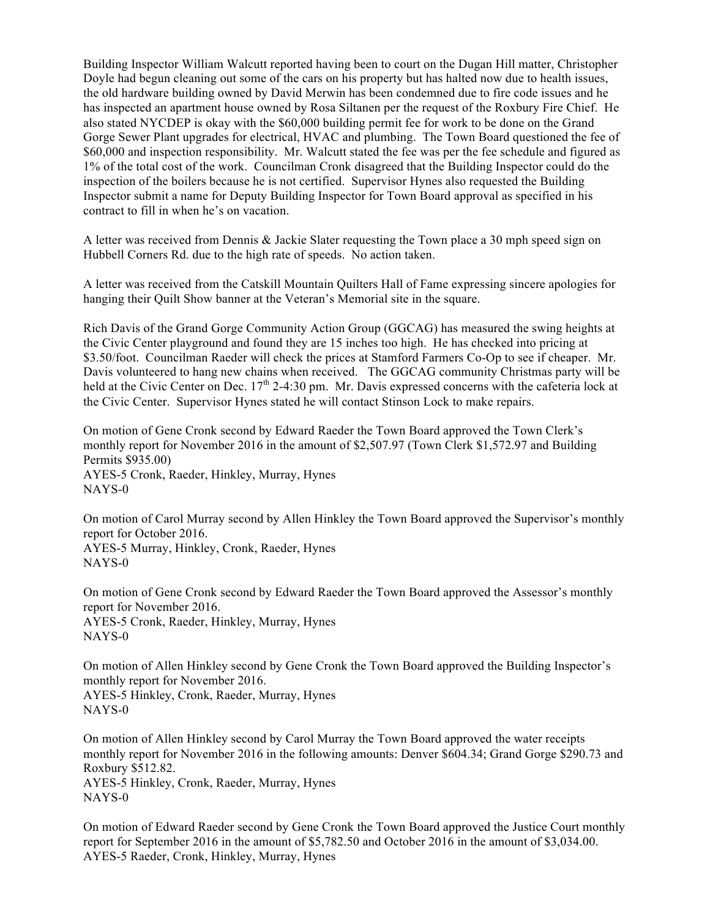Building Inspector William Walcutt reported having been to court on the Dugan Hill matter, Christopher Doyle had begun cleaning out some of the cars on his property but has halted now due to health issues, the old hardware building owned by David Merwin has been condemned due to fire code issues and he has inspected an apartment house owned by Rosa Siltanen per the request of the Roxbury Fire Chief. He also stated NYCDEP is okay with the $60,000 building permit fee for work to be done on the Grand Gorge Sewer Plant upgrades for electrical, HVAC and plumbing. The Town Board questioned the fee of $60,000 and inspection responsibility. Mr. Walcutt stated the fee was per the fee schedule and figured as 1% of the total cost of the work. Councilman Cronk disagreed that the Building Inspector could do the inspection of the boilers because he is not certified. Supervisor Hynes also requested the Building Inspector submit a name for Deputy Building Inspector for Town Board approval as specified in his contract to fill in when he's on vacation.

A letter was received from Dennis & Jackie Slater requesting the Town place a 30 mph speed sign on Hubbell Corners Rd. due to the high rate of speeds. No action taken.

A letter was received from the Catskill Mountain Quilters Hall of Fame expressing sincere apologies for hanging their Quilt Show banner at the Veteran's Memorial site in the square.

Rich Davis of the Grand Gorge Community Action Group (GGCAG) has measured the swing heights at the Civic Center playground and found they are 15 inches too high. He has checked into pricing at $3.50/foot. Councilman Raeder will check the prices at Stamford Farmers Co-Op to see if cheaper. Mr. Davis volunteered to hang new chains when received. The GGCAG community Christmas party will be held at the Civic Center on Dec. 17th 2-4:30 pm. Mr. Davis expressed concerns with the cafeteria lock at the Civic Center. Supervisor Hynes stated he will contact Stinson Lock to make repairs.

On motion of Gene Cronk second by Edward Raeder the Town Board approved the Town Clerk's monthly report for November 2016 in the amount of $2,507.97 (Town Clerk $1,572.97 and Building Permits $935.00)
AYES-5 Cronk, Raeder, Hinkley, Murray, Hynes
NAYS-0

On motion of Carol Murray second by Allen Hinkley the Town Board approved the Supervisor's monthly report for October 2016.
AYES-5 Murray, Hinkley, Cronk, Raeder, Hynes
NAYS-0

On motion of Gene Cronk second by Edward Raeder the Town Board approved the Assessor's monthly report for November 2016.
AYES-5 Cronk, Raeder, Hinkley, Murray, Hynes
NAYS-0

On motion of Allen Hinkley second by Gene Cronk the Town Board approved the Building Inspector's monthly report for November 2016.
AYES-5 Hinkley, Cronk, Raeder, Murray, Hynes
NAYS-0

On motion of Allen Hinkley second by Carol Murray the Town Board approved the water receipts monthly report for November 2016 in the following amounts: Denver $604.34; Grand Gorge $290.73 and Roxbury $512.82.
AYES-5 Hinkley, Cronk, Raeder, Murray, Hynes
NAYS-0

On motion of Edward Raeder second by Gene Cronk the Town Board approved the Justice Court monthly report for September 2016 in the amount of $5,782.50 and October 2016 in the amount of $3,034.00.
AYES-5 Raeder, Cronk, Hinkley, Murray, Hynes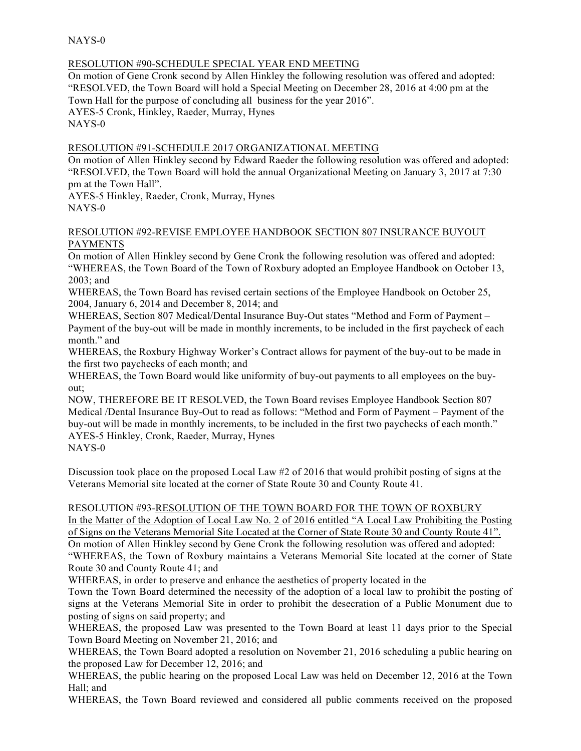NAYS-0

RESOLUTION #90-SCHEDULE SPECIAL YEAR END MEETING

On motion of Gene Cronk second by Allen Hinkley the following resolution was offered and adopted: "RESOLVED, the Town Board will hold a Special Meeting on December 28, 2016 at 4:00 pm at the Town Hall for the purpose of concluding all business for the year 2016".
AYES-5 Cronk, Hinkley, Raeder, Murray, Hynes
NAYS-0

RESOLUTION #91-SCHEDULE 2017 ORGANIZATIONAL MEETING

On motion of Allen Hinkley second by Edward Raeder the following resolution was offered and adopted: "RESOLVED, the Town Board will hold the annual Organizational Meeting on January 3, 2017 at 7:30 pm at the Town Hall".
AYES-5 Hinkley, Raeder, Cronk, Murray, Hynes
NAYS-0

RESOLUTION #92-REVISE EMPLOYEE HANDBOOK SECTION 807 INSURANCE BUYOUT PAYMENTS

On motion of Allen Hinkley second by Gene Cronk the following resolution was offered and adopted: "WHEREAS, the Town Board of the Town of Roxbury adopted an Employee Handbook on October 13, 2003; and
WHEREAS, the Town Board has revised certain sections of the Employee Handbook on October 25, 2004, January 6, 2014 and December 8, 2014; and
WHEREAS, Section 807 Medical/Dental Insurance Buy-Out states "Method and Form of Payment – Payment of the buy-out will be made in monthly increments, to be included in the first paycheck of each month." and
WHEREAS, the Roxbury Highway Worker's Contract allows for payment of the buy-out to be made in the first two paychecks of each month; and
WHEREAS, the Town Board would like uniformity of buy-out payments to all employees on the buy-out;
NOW, THEREFORE BE IT RESOLVED, the Town Board revises Employee Handbook Section 807 Medical /Dental Insurance Buy-Out to read as follows: "Method and Form of Payment – Payment of the buy-out will be made in monthly increments, to be included in the first two paychecks of each month."
AYES-5 Hinkley, Cronk, Raeder, Murray, Hynes
NAYS-0

Discussion took place on the proposed Local Law #2 of 2016 that would prohibit posting of signs at the Veterans Memorial site located at the corner of State Route 30 and County Route 41.

RESOLUTION #93-RESOLUTION OF THE TOWN BOARD FOR THE TOWN OF ROXBURY
In the Matter of the Adoption of Local Law No. 2 of 2016 entitled "A Local Law Prohibiting the Posting of Signs on the Veterans Memorial Site Located at the Corner of State Route 30 and County Route 41".

On motion of Allen Hinkley second by Gene Cronk the following resolution was offered and adopted: "WHEREAS, the Town of Roxbury maintains a Veterans Memorial Site located at the corner of State Route 30 and County Route 41; and
WHEREAS, in order to preserve and enhance the aesthetics of property located in the Town the Town Board determined the necessity of the adoption of a local law to prohibit the posting of signs at the Veterans Memorial Site in order to prohibit the desecration of a Public Monument due to posting of signs on said property; and
WHEREAS, the proposed Law was presented to the Town Board at least 11 days prior to the Special Town Board Meeting on November 21, 2016; and
WHEREAS, the Town Board adopted a resolution on November 21, 2016 scheduling a public hearing on the proposed Law for December 12, 2016; and
WHEREAS, the public hearing on the proposed Local Law was held on December 12, 2016 at the Town Hall; and
WHEREAS, the Town Board reviewed and considered all public comments received on the proposed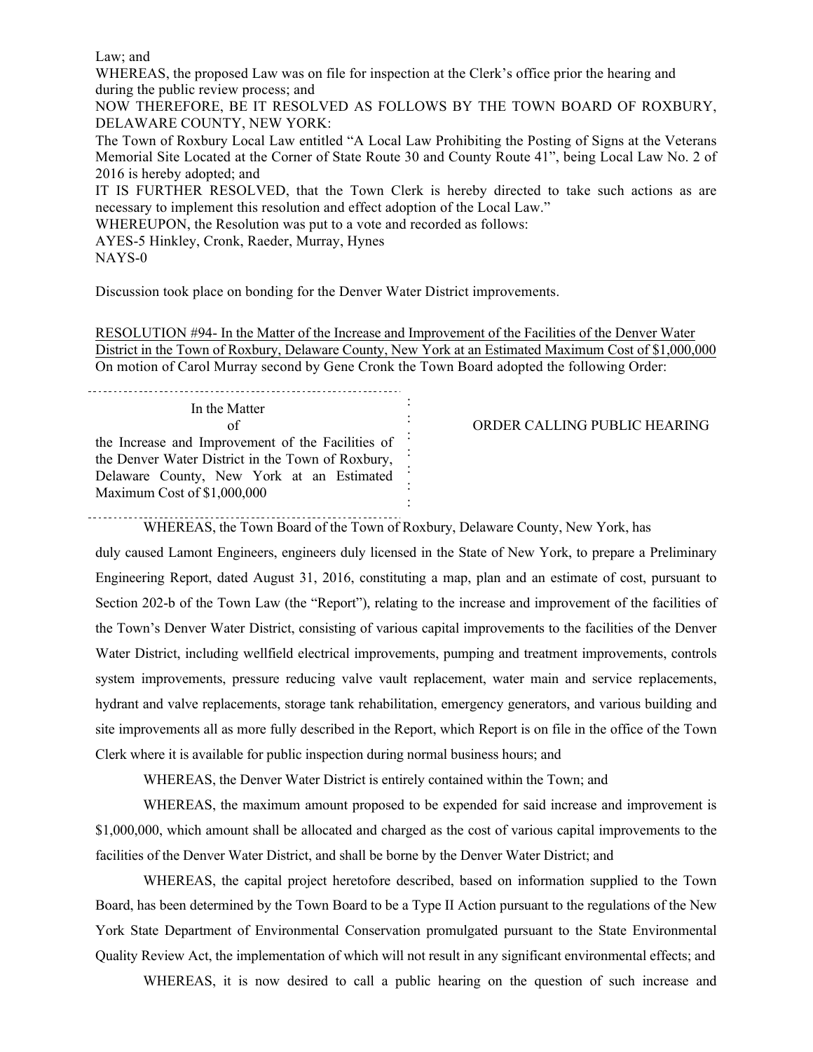Law; and

WHEREAS, the proposed Law was on file for inspection at the Clerk's office prior the hearing and during the public review process; and

NOW THEREFORE, BE IT RESOLVED AS FOLLOWS BY THE TOWN BOARD OF ROXBURY, DELAWARE COUNTY, NEW YORK:

The Town of Roxbury Local Law entitled "A Local Law Prohibiting the Posting of Signs at the Veterans Memorial Site Located at the Corner of State Route 30 and County Route 41", being Local Law No. 2 of 2016 is hereby adopted; and

IT IS FURTHER RESOLVED, that the Town Clerk is hereby directed to take such actions as are necessary to implement this resolution and effect adoption of the Local Law."

WHEREUPON, the Resolution was put to a vote and recorded as follows:

AYES-5 Hinkley, Cronk, Raeder, Murray, Hynes

NAYS-0

Discussion took place on bonding for the Denver Water District improvements.

RESOLUTION #94- In the Matter of the Increase and Improvement of the Facilities of the Denver Water District in the Town of Roxbury, Delaware County, New York at an Estimated Maximum Cost of $1,000,000

On motion of Carol Murray second by Gene Cronk the Town Board adopted the following Order:

| In the Matter of the Increase and Improvement of the Facilities of the Denver Water District in the Town of Roxbury, Delaware County, New York at an Estimated Maximum Cost of $1,000,000 | ORDER CALLING PUBLIC HEARING |
|---|---|

WHEREAS, the Town Board of the Town of Roxbury, Delaware County, New York, has duly caused Lamont Engineers, engineers duly licensed in the State of New York, to prepare a Preliminary Engineering Report, dated August 31, 2016, constituting a map, plan and an estimate of cost, pursuant to Section 202-b of the Town Law (the "Report"), relating to the increase and improvement of the facilities of the Town's Denver Water District, consisting of various capital improvements to the facilities of the Denver Water District, including wellfield electrical improvements, pumping and treatment improvements, controls system improvements, pressure reducing valve vault replacement, water main and service replacements, hydrant and valve replacements, storage tank rehabilitation, emergency generators, and various building and site improvements all as more fully described in the Report, which Report is on file in the office of the Town Clerk where it is available for public inspection during normal business hours; and

WHEREAS, the Denver Water District is entirely contained within the Town; and

WHEREAS, the maximum amount proposed to be expended for said increase and improvement is $1,000,000, which amount shall be allocated and charged as the cost of various capital improvements to the facilities of the Denver Water District, and shall be borne by the Denver Water District; and

WHEREAS, the capital project heretofore described, based on information supplied to the Town Board, has been determined by the Town Board to be a Type II Action pursuant to the regulations of the New York State Department of Environmental Conservation promulgated pursuant to the State Environmental Quality Review Act, the implementation of which will not result in any significant environmental effects; and

WHEREAS, it is now desired to call a public hearing on the question of such increase and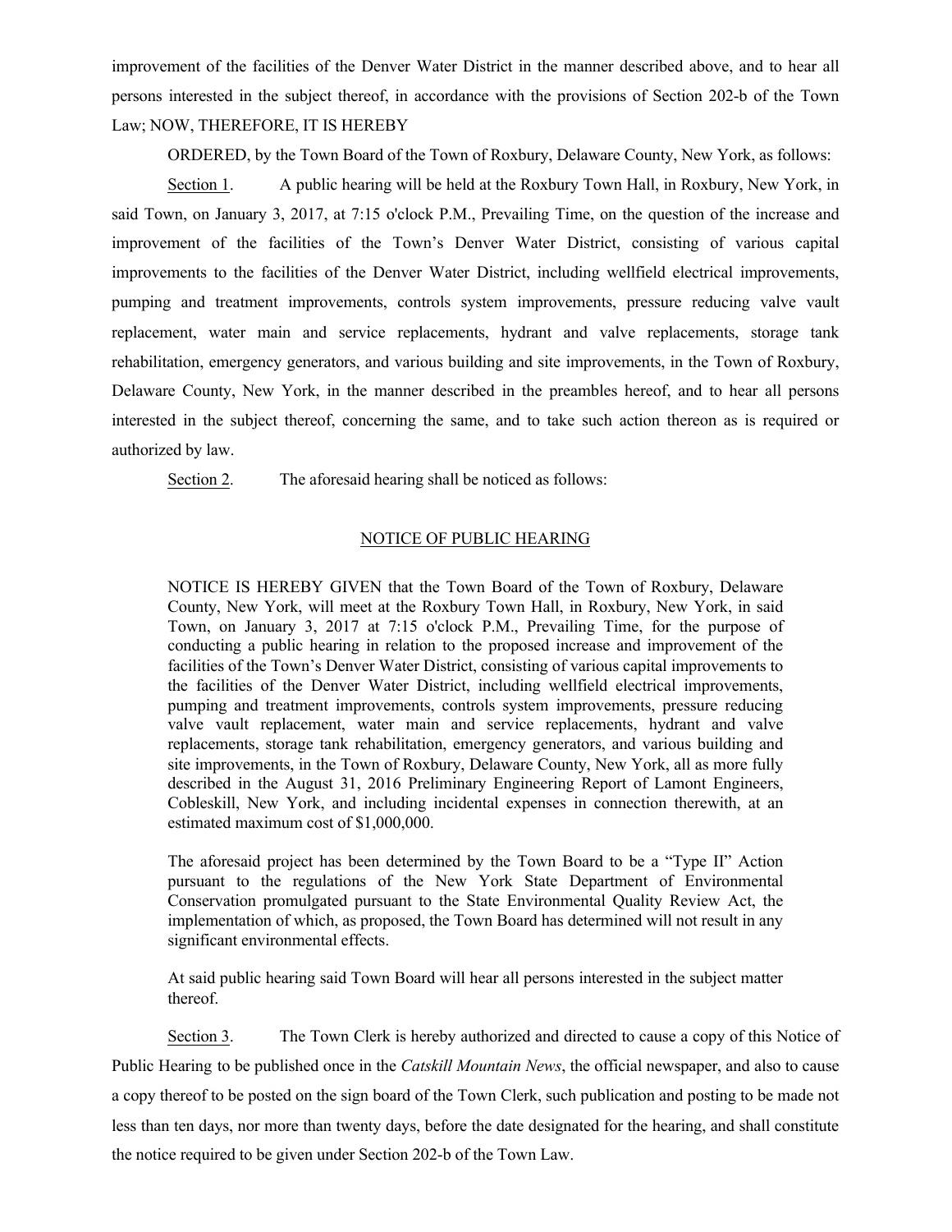improvement of the facilities of the Denver Water District in the manner described above, and to hear all persons interested in the subject thereof, in accordance with the provisions of Section 202-b of the Town Law; NOW, THEREFORE, IT IS HEREBY

ORDERED, by the Town Board of the Town of Roxbury, Delaware County, New York, as follows:

Section 1. A public hearing will be held at the Roxbury Town Hall, in Roxbury, New York, in said Town, on January 3, 2017, at 7:15 o'clock P.M., Prevailing Time, on the question of the increase and improvement of the facilities of the Town's Denver Water District, consisting of various capital improvements to the facilities of the Denver Water District, including wellfield electrical improvements, pumping and treatment improvements, controls system improvements, pressure reducing valve vault replacement, water main and service replacements, hydrant and valve replacements, storage tank rehabilitation, emergency generators, and various building and site improvements, in the Town of Roxbury, Delaware County, New York, in the manner described in the preambles hereof, and to hear all persons interested in the subject thereof, concerning the same, and to take such action thereon as is required or authorized by law.

Section 2. The aforesaid hearing shall be noticed as follows:

NOTICE OF PUBLIC HEARING

> NOTICE IS HEREBY GIVEN that the Town Board of the Town of Roxbury, Delaware County, New York, will meet at the Roxbury Town Hall, in Roxbury, New York, in said Town, on January 3, 2017 at 7:15 o'clock P.M., Prevailing Time, for the purpose of conducting a public hearing in relation to the proposed increase and improvement of the facilities of the Town's Denver Water District, consisting of various capital improvements to the facilities of the Denver Water District, including wellfield electrical improvements, pumping and treatment improvements, controls system improvements, pressure reducing valve vault replacement, water main and service replacements, hydrant and valve replacements, storage tank rehabilitation, emergency generators, and various building and site improvements, in the Town of Roxbury, Delaware County, New York, all as more fully described in the August 31, 2016 Preliminary Engineering Report of Lamont Engineers, Cobleskill, New York, and including incidental expenses in connection therewith, at an estimated maximum cost of $1,000,000.
>
> The aforesaid project has been determined by the Town Board to be a "Type II" Action pursuant to the regulations of the New York State Department of Environmental Conservation promulgated pursuant to the State Environmental Quality Review Act, the implementation of which, as proposed, the Town Board has determined will not result in any significant environmental effects.
>
> At said public hearing said Town Board will hear all persons interested in the subject matter thereof.

Section 3. The Town Clerk is hereby authorized and directed to cause a copy of this Notice of Public Hearing to be published once in the *Catskill Mountain News*, the official newspaper, and also to cause a copy thereof to be posted on the sign board of the Town Clerk, such publication and posting to be made not less than ten days, nor more than twenty days, before the date designated for the hearing, and shall constitute the notice required to be given under Section 202-b of the Town Law.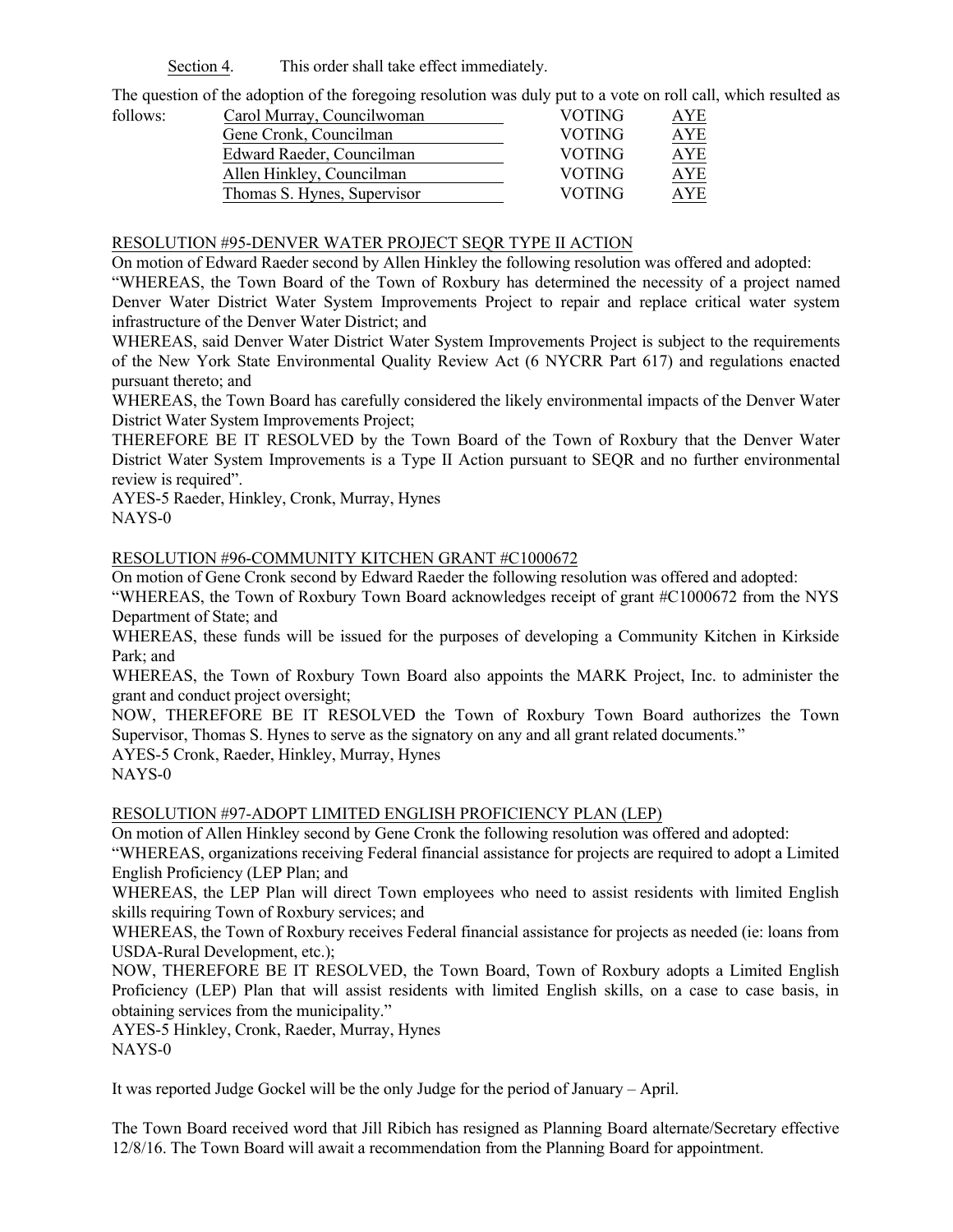Section 4. This order shall take effect immediately.

The question of the adoption of the foregoing resolution was duly put to a vote on roll call, which resulted as follows:

| | | |
|---|---|---|
| Carol Murray, Councilwoman | VOTING | AYE |
| Gene Cronk, Councilman | VOTING | AYE |
| Edward Raeder, Councilman | VOTING | AYE |
| Allen Hinkley, Councilman | VOTING | AYE |
| Thomas S. Hynes, Supervisor | VOTING | AYE |

RESOLUTION #95-DENVER WATER PROJECT SEQR TYPE II ACTION

On motion of Edward Raeder second by Allen Hinkley the following resolution was offered and adopted:

"WHEREAS, the Town Board of the Town of Roxbury has determined the necessity of a project named Denver Water District Water System Improvements Project to repair and replace critical water system infrastructure of the Denver Water District; and

WHEREAS, said Denver Water District Water System Improvements Project is subject to the requirements of the New York State Environmental Quality Review Act (6 NYCRR Part 617) and regulations enacted pursuant thereto; and

WHEREAS, the Town Board has carefully considered the likely environmental impacts of the Denver Water District Water System Improvements Project;

THEREFORE BE IT RESOLVED by the Town Board of the Town of Roxbury that the Denver Water District Water System Improvements is a Type II Action pursuant to SEQR and no further environmental review is required".

AYES-5 Raeder, Hinkley, Cronk, Murray, Hynes
NAYS-0

RESOLUTION #96-COMMUNITY KITCHEN GRANT #C1000672

On motion of Gene Cronk second by Edward Raeder the following resolution was offered and adopted:

"WHEREAS, the Town of Roxbury Town Board acknowledges receipt of grant #C1000672 from the NYS Department of State; and

WHEREAS, these funds will be issued for the purposes of developing a Community Kitchen in Kirkside Park; and

WHEREAS, the Town of Roxbury Town Board also appoints the MARK Project, Inc. to administer the grant and conduct project oversight;

NOW, THEREFORE BE IT RESOLVED the Town of Roxbury Town Board authorizes the Town Supervisor, Thomas S. Hynes to serve as the signatory on any and all grant related documents."

AYES-5 Cronk, Raeder, Hinkley, Murray, Hynes
NAYS-0

RESOLUTION #97-ADOPT LIMITED ENGLISH PROFICIENCY PLAN (LEP)

On motion of Allen Hinkley second by Gene Cronk the following resolution was offered and adopted:

"WHEREAS, organizations receiving Federal financial assistance for projects are required to adopt a Limited English Proficiency (LEP Plan; and

WHEREAS, the LEP Plan will direct Town employees who need to assist residents with limited English skills requiring Town of Roxbury services; and

WHEREAS, the Town of Roxbury receives Federal financial assistance for projects as needed (ie: loans from USDA-Rural Development, etc.);

NOW, THEREFORE BE IT RESOLVED, the Town Board, Town of Roxbury adopts a Limited English Proficiency (LEP) Plan that will assist residents with limited English skills, on a case to case basis, in obtaining services from the municipality."

AYES-5 Hinkley, Cronk, Raeder, Murray, Hynes
NAYS-0

It was reported Judge Gockel will be the only Judge for the period of January – April.

The Town Board received word that Jill Ribich has resigned as Planning Board alternate/Secretary effective 12/8/16. The Town Board will await a recommendation from the Planning Board for appointment.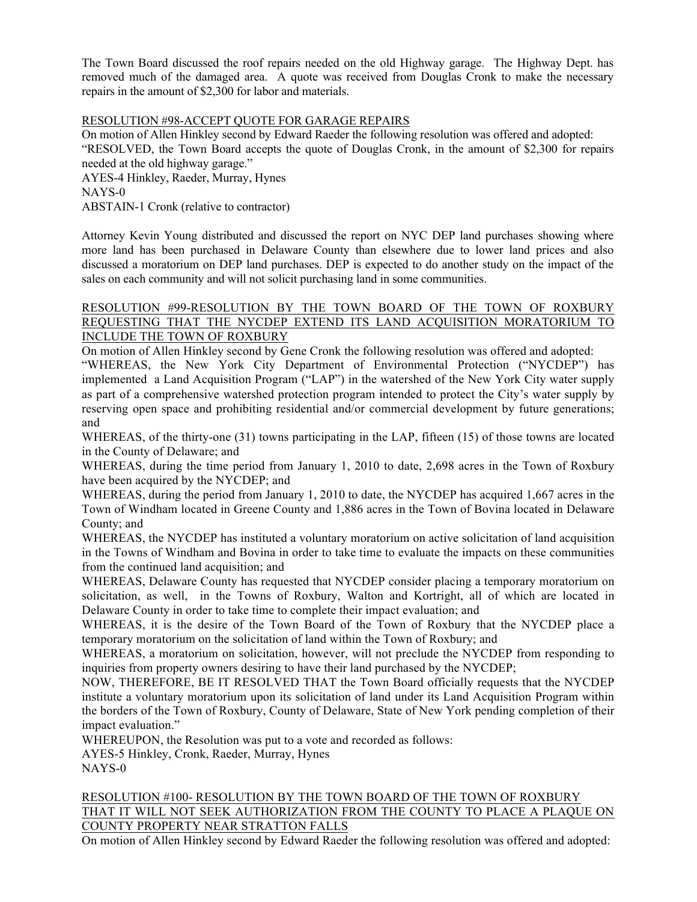The Town Board discussed the roof repairs needed on the old Highway garage. The Highway Dept. has removed much of the damaged area. A quote was received from Douglas Cronk to make the necessary repairs in the amount of $2,300 for labor and materials.

RESOLUTION #98-ACCEPT QUOTE FOR GARAGE REPAIRS

On motion of Allen Hinkley second by Edward Raeder the following resolution was offered and adopted:

"RESOLVED, the Town Board accepts the quote of Douglas Cronk, in the amount of $2,300 for repairs needed at the old highway garage."

AYES-4 Hinkley, Raeder, Murray, Hynes
NAYS-0
ABSTAIN-1 Cronk (relative to contractor)

Attorney Kevin Young distributed and discussed the report on NYC DEP land purchases showing where more land has been purchased in Delaware County than elsewhere due to lower land prices and also discussed a moratorium on DEP land purchases. DEP is expected to do another study on the impact of the sales on each community and will not solicit purchasing land in some communities.

RESOLUTION #99-RESOLUTION BY THE TOWN BOARD OF THE TOWN OF ROXBURY REQUESTING THAT THE NYCDEP EXTEND ITS LAND ACQUISITION MORATORIUM TO INCLUDE THE TOWN OF ROXBURY

On motion of Allen Hinkley second by Gene Cronk the following resolution was offered and adopted:

"WHEREAS, the New York City Department of Environmental Protection ("NYCDEP") has implemented a Land Acquisition Program ("LAP") in the watershed of the New York City water supply as part of a comprehensive watershed protection program intended to protect the City's water supply by reserving open space and prohibiting residential and/or commercial development by future generations; and

WHEREAS, of the thirty-one (31) towns participating in the LAP, fifteen (15) of those towns are located in the County of Delaware; and

WHEREAS, during the time period from January 1, 2010 to date, 2,698 acres in the Town of Roxbury have been acquired by the NYCDEP; and

WHEREAS, during the period from January 1, 2010 to date, the NYCDEP has acquired 1,667 acres in the Town of Windham located in Greene County and 1,886 acres in the Town of Bovina located in Delaware County; and

WHEREAS, the NYCDEP has instituted a voluntary moratorium on active solicitation of land acquisition in the Towns of Windham and Bovina in order to take time to evaluate the impacts on these communities from the continued land acquisition; and

WHEREAS, Delaware County has requested that NYCDEP consider placing a temporary moratorium on solicitation, as well, in the Towns of Roxbury, Walton and Kortright, all of which are located in Delaware County in order to take time to complete their impact evaluation; and

WHEREAS, it is the desire of the Town Board of the Town of Roxbury that the NYCDEP place a temporary moratorium on the solicitation of land within the Town of Roxbury; and

WHEREAS, a moratorium on solicitation, however, will not preclude the NYCDEP from responding to inquiries from property owners desiring to have their land purchased by the NYCDEP;

NOW, THEREFORE, BE IT RESOLVED THAT the Town Board officially requests that the NYCDEP institute a voluntary moratorium upon its solicitation of land under its Land Acquisition Program within the borders of the Town of Roxbury, County of Delaware, State of New York pending completion of their impact evaluation."

WHEREUPON, the Resolution was put to a vote and recorded as follows:

AYES-5 Hinkley, Cronk, Raeder, Murray, Hynes
NAYS-0

RESOLUTION #100- RESOLUTION BY THE TOWN BOARD OF THE TOWN OF ROXBURY THAT IT WILL NOT SEEK AUTHORIZATION FROM THE COUNTY TO PLACE A PLAQUE ON COUNTY PROPERTY NEAR STRATTON FALLS

On motion of Allen Hinkley second by Edward Raeder the following resolution was offered and adopted: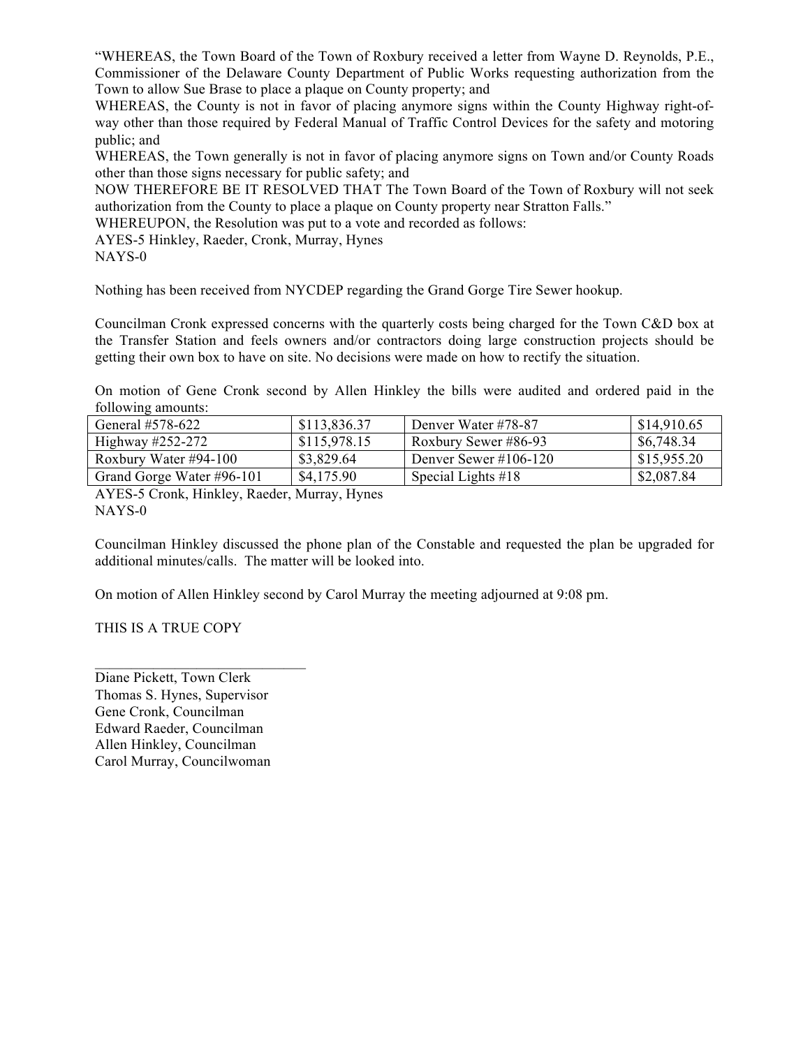"WHEREAS, the Town Board of the Town of Roxbury received a letter from Wayne D. Reynolds, P.E., Commissioner of the Delaware County Department of Public Works requesting authorization from the Town to allow Sue Brase to place a plaque on County property; and

WHEREAS, the County is not in favor of placing anymore signs within the County Highway right-of-way other than those required by Federal Manual of Traffic Control Devices for the safety and motoring public; and

WHEREAS, the Town generally is not in favor of placing anymore signs on Town and/or County Roads other than those signs necessary for public safety; and

NOW THEREFORE BE IT RESOLVED THAT The Town Board of the Town of Roxbury will not seek authorization from the County to place a plaque on County property near Stratton Falls."

WHEREUPON, the Resolution was put to a vote and recorded as follows:

AYES-5 Hinkley, Raeder, Cronk, Murray, Hynes

NAYS-0

Nothing has been received from NYCDEP regarding the Grand Gorge Tire Sewer hookup.

Councilman Cronk expressed concerns with the quarterly costs being charged for the Town C&D box at the Transfer Station and feels owners and/or contractors doing large construction projects should be getting their own box to have on site. No decisions were made on how to rectify the situation.

On motion of Gene Cronk second by Allen Hinkley the bills were audited and ordered paid in the following amounts:

| | | | |
|---|---|---|---|
| General #578-622 | $113,836.37 | Denver Water #78-87 | $14,910.65 |
| Highway #252-272 | $115,978.15 | Roxbury Sewer #86-93 | $6,748.34 |
| Roxbury Water #94-100 | $3,829.64 | Denver Sewer #106-120 | $15,955.20 |
| Grand Gorge Water #96-101 | $4,175.90 | Special Lights #18 | $2,087.84 |

AYES-5 Cronk, Hinkley, Raeder, Murray, Hynes

NAYS-0

Councilman Hinkley discussed the phone plan of the Constable and requested the plan be upgraded for additional minutes/calls. The matter will be looked into.

On motion of Allen Hinkley second by Carol Murray the meeting adjourned at 9:08 pm.

THIS IS A TRUE COPY

\_\_\_\_\_\_\_\_\_\_\_\_\_\_\_\_\_\_\_\_\_\_\_\_\_\_\_\_\_\_

Diane Pickett, Town Clerk
Thomas S. Hynes, Supervisor
Gene Cronk, Councilman
Edward Raeder, Councilman
Allen Hinkley, Councilman
Carol Murray, Councilwoman